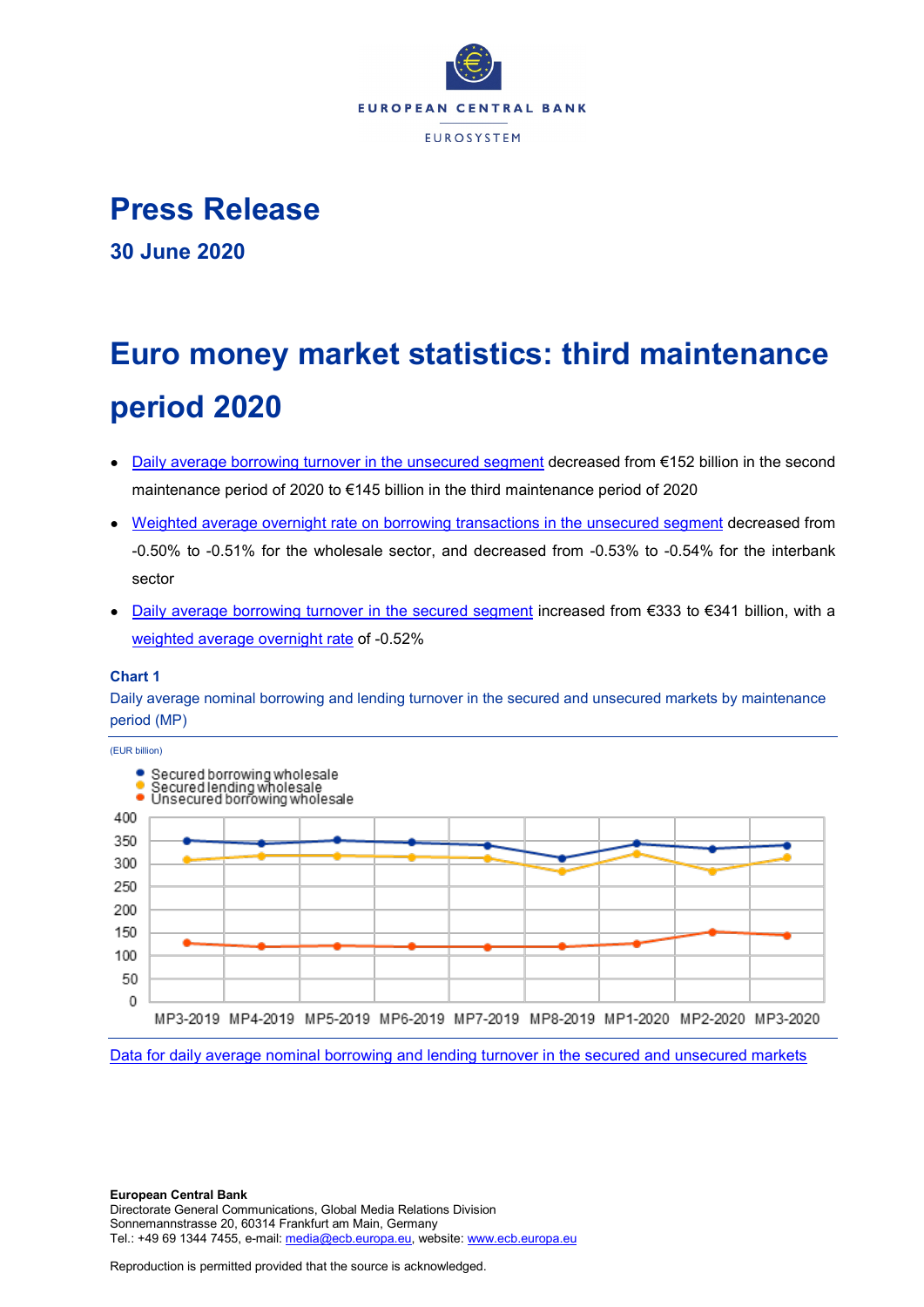# Press Release

**30 June 2020**

# Euro money market statistics: third maintenance period 2020

- Daily average borrowing turnover in the unsecured segment decreased from €152 billion in the second maintenance period of 2020 to €145 billion in the third maintenance period of 2020
- Weighted average overnight rate on borrowing transactions in the unsecured segment decreased from -0.50% to -0.51% for the wholesale sector, and decreased from -0.53% to -0.54% for the interbank sector
- Daily average borrowing turnover in the secured segment increased from €333 to €341 billion, with a weighted average overnight rate of -0.52%

### Chart 1

Daily average nominal borrowing and lending turnover in the secured and unsecured markets by maintenance period (MP)

(EUR billion)

- Secured borrowing wholesale
- Secured lending wholesale
- Unsecured borrowing wholesale

Data for daily average nominal borrowing and lending turnover in the secured and unsecured markets

**European Central Bank**
Directorate General Communications, Global Media Relations Division
Sonnemannstrasse 20, 60314 Frankfurt am Main, Germany
Tel.: +49 69 1344 7455, e-mail: media@ecb.europa.eu, website: www.ecb.europa.eu

Reproduction is permitted provided that the source is acknowledged.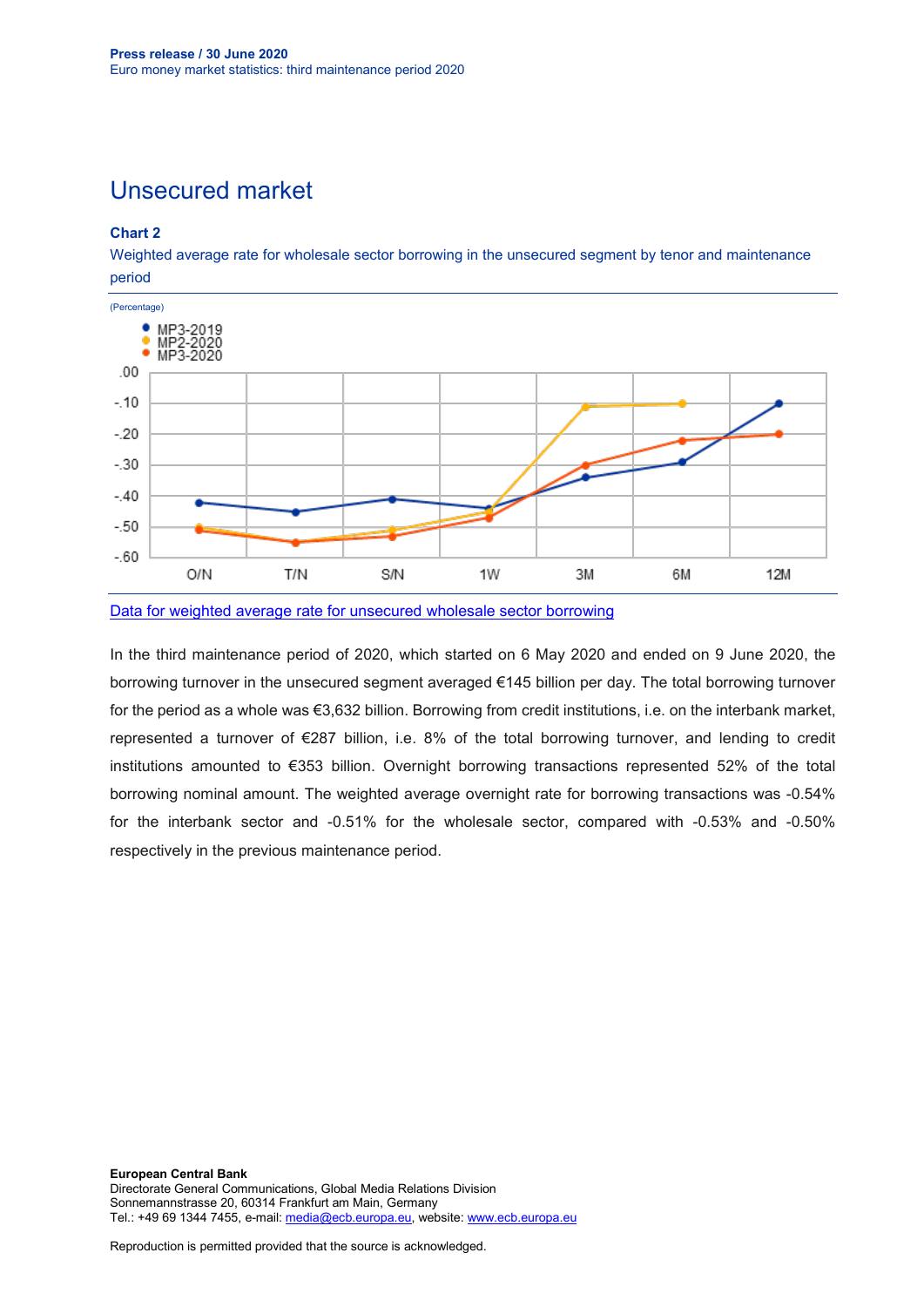# Unsecured market

### Chart 2

Weighted average rate for wholesale sector borrowing in the unsecured segment by tenor and maintenance period

(Percentage)

- MP3-2019
- MP2-2020
- MP3-2020

[Data for weighted average rate for unsecured wholesale sector borrowing](#)

In the third maintenance period of 2020, which started on 6 May 2020 and ended on 9 June 2020, the borrowing turnover in the unsecured segment averaged €145 billion per day. The total borrowing turnover for the period as a whole was €3,632 billion. Borrowing from credit institutions, i.e. on the interbank market, represented a turnover of €287 billion, i.e. 8% of the total borrowing turnover, and lending to credit institutions amounted to €353 billion. Overnight borrowing transactions represented 52% of the total borrowing nominal amount. The weighted average overnight rate for borrowing transactions was -0.54% for the interbank sector and -0.51% for the wholesale sector, compared with -0.53% and -0.50% respectively in the previous maintenance period.

**European Central Bank**
Directorate General Communications, Global Media Relations Division
Sonnemannstrasse 20, 60314 Frankfurt am Main, Germany
Tel.: +49 69 1344 7455, e-mail: media@ecb.europa.eu, website: www.ecb.europa.eu

Reproduction is permitted provided that the source is acknowledged.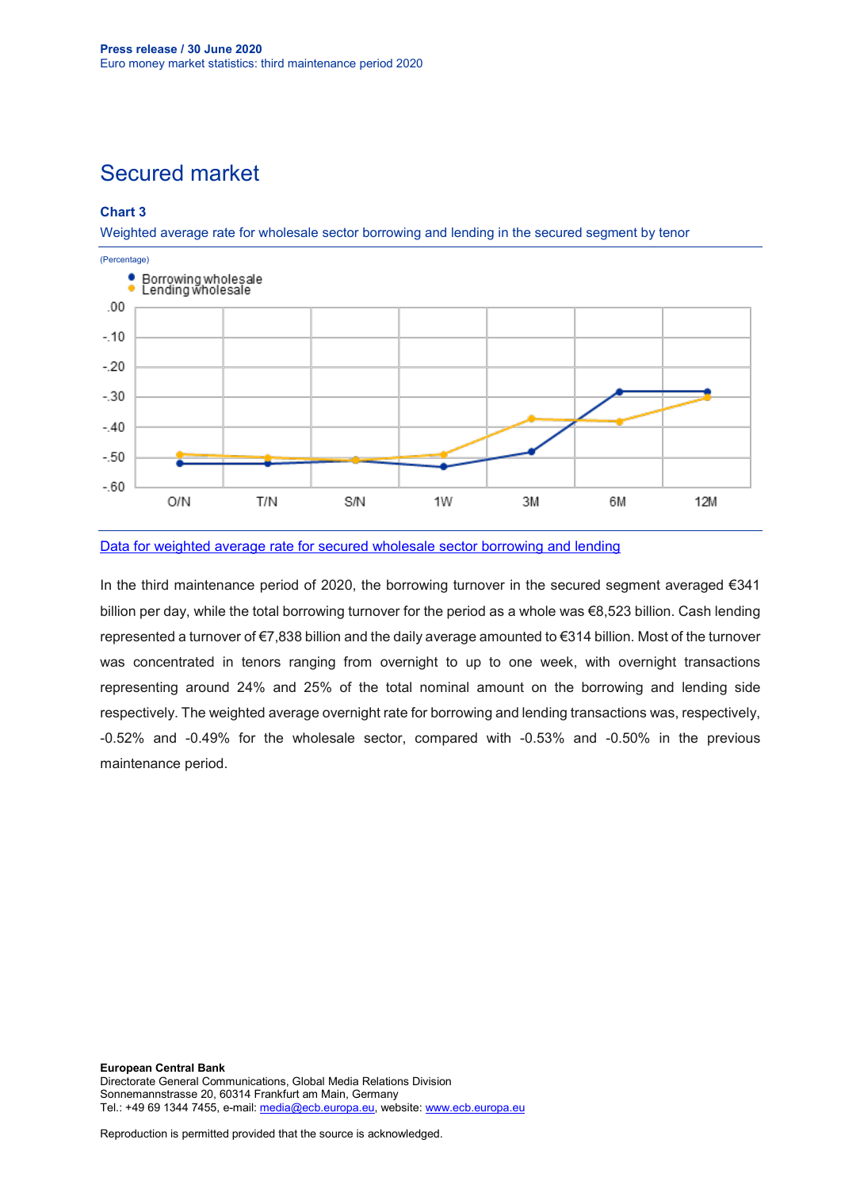# Secured market

**Chart 3**

Weighted average rate for wholesale sector borrowing and lending in the secured segment by tenor

(Percentage)

[Data for weighted average rate for secured wholesale sector borrowing and lending](#)

In the third maintenance period of 2020, the borrowing turnover in the secured segment averaged €341 billion per day, while the total borrowing turnover for the period as a whole was €8,523 billion. Cash lending represented a turnover of €7,838 billion and the daily average amounted to €314 billion. Most of the turnover was concentrated in tenors ranging from overnight to up to one week, with overnight transactions representing around 24% and 25% of the total nominal amount on the borrowing and lending side respectively. The weighted average overnight rate for borrowing and lending transactions was, respectively, -0.52% and -0.49% for the wholesale sector, compared with -0.53% and -0.50% in the previous maintenance period.

**European Central Bank**
Directorate General Communications, Global Media Relations Division
Sonnemannstrasse 20, 60314 Frankfurt am Main, Germany
Tel.: +49 69 1344 7455, e-mail: media@ecb.europa.eu, website: www.ecb.europa.eu

Reproduction is permitted provided that the source is acknowledged.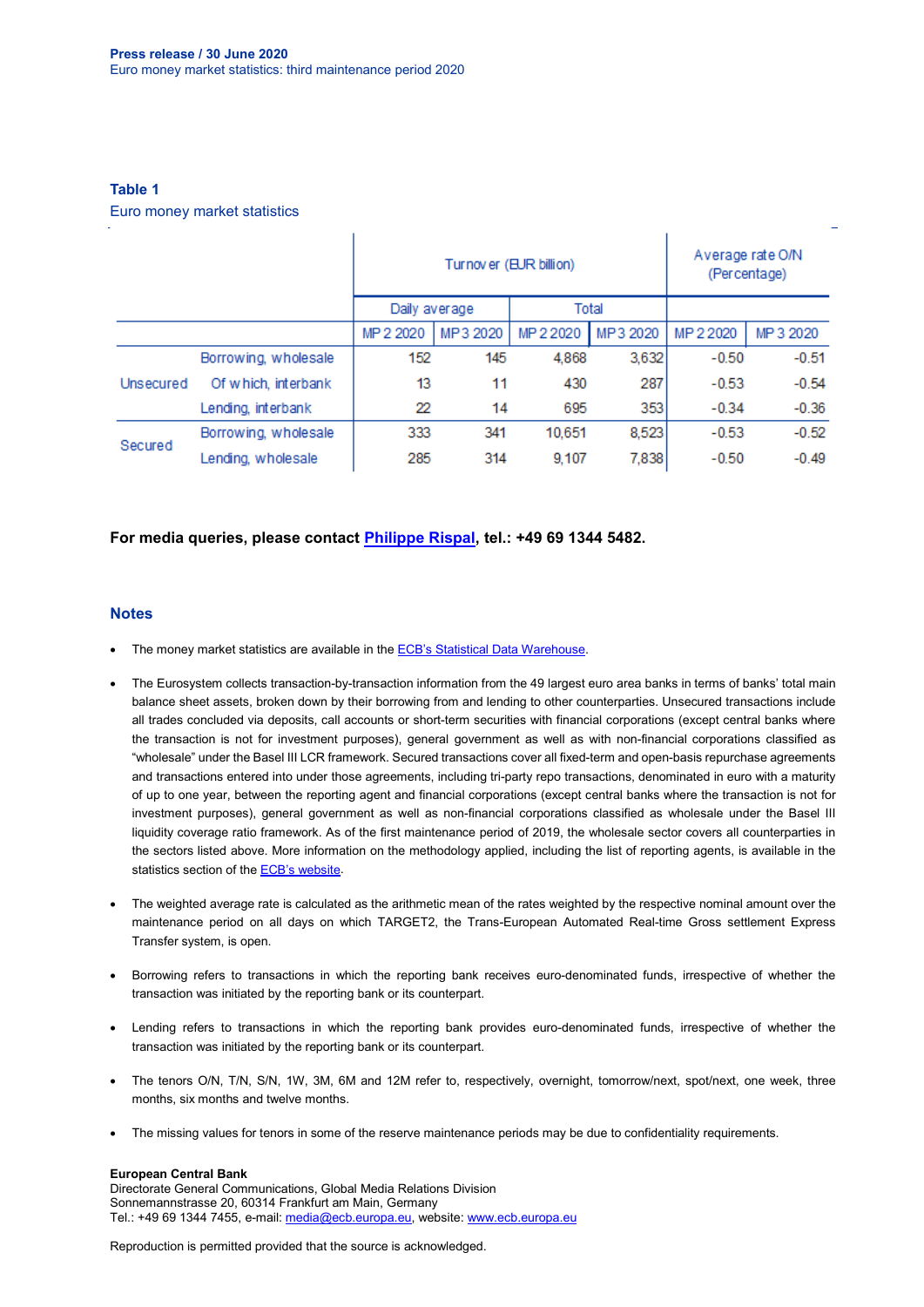**Press release / 30 June 2020**
Euro money market statistics: third maintenance period 2020

**Table 1**
Euro money market statistics

| | | Turnover (EUR billion) | | | | Average rate O/N (Percentage) | |
|---|---|---|---|---|---|---|---|
| | | Daily average | | Total | | | |
| | | MP 2 2020 | MP 3 2020 | MP 2 2020 | MP 3 2020 | MP 2 2020 | MP 3 2020 |
| Unsecured | Borrowing, wholesale | 152 | 145 | 4,868 | 3,632 | -0.50 | -0.51 |
| | Of which, interbank | 13 | 11 | 430 | 287 | -0.53 | -0.54 |
| | Lending, interbank | 22 | 14 | 695 | 353 | -0.34 | -0.36 |
| Secured | Borrowing, wholesale | 333 | 341 | 10,651 | 8,523 | -0.53 | -0.52 |
| | Lending, wholesale | 285 | 314 | 9,107 | 7,838 | -0.50 | -0.49 |

**For media queries, please contact Philippe Rispal, tel.: +49 69 1344 5482.**

## Notes

- The money market statistics are available in the ECB's Statistical Data Warehouse.
- The Eurosystem collects transaction-by-transaction information from the 49 largest euro area banks in terms of banks' total main balance sheet assets, broken down by their borrowing from and lending to other counterparties. Unsecured transactions include all trades concluded via deposits, call accounts or short-term securities with financial corporations (except central banks where the transaction is not for investment purposes), general government as well as with non-financial corporations classified as "wholesale" under the Basel III LCR framework. Secured transactions cover all fixed-term and open-basis repurchase agreements and transactions entered into under those agreements, including tri-party repo transactions, denominated in euro with a maturity of up to one year, between the reporting agent and financial corporations (except central banks where the transaction is not for investment purposes), general government as well as non-financial corporations classified as wholesale under the Basel III liquidity coverage ratio framework. As of the first maintenance period of 2019, the wholesale sector covers all counterparties in the sectors listed above. More information on the methodology applied, including the list of reporting agents, is available in the statistics section of the ECB's website.
- The weighted average rate is calculated as the arithmetic mean of the rates weighted by the respective nominal amount over the maintenance period on all days on which TARGET2, the Trans-European Automated Real-time Gross settlement Express Transfer system, is open.
- Borrowing refers to transactions in which the reporting bank receives euro-denominated funds, irrespective of whether the transaction was initiated by the reporting bank or its counterpart.
- Lending refers to transactions in which the reporting bank provides euro-denominated funds, irrespective of whether the transaction was initiated by the reporting bank or its counterpart.
- The tenors O/N, T/N, S/N, 1W, 3M, 6M and 12M refer to, respectively, overnight, tomorrow/next, spot/next, one week, three months, six months and twelve months.
- The missing values for tenors in some of the reserve maintenance periods may be due to confidentiality requirements.

**European Central Bank**
Directorate General Communications, Global Media Relations Division
Sonnemannstrasse 20, 60314 Frankfurt am Main, Germany
Tel.: +49 69 1344 7455, e-mail: media@ecb.europa.eu, website: www.ecb.europa.eu

Reproduction is permitted provided that the source is acknowledged.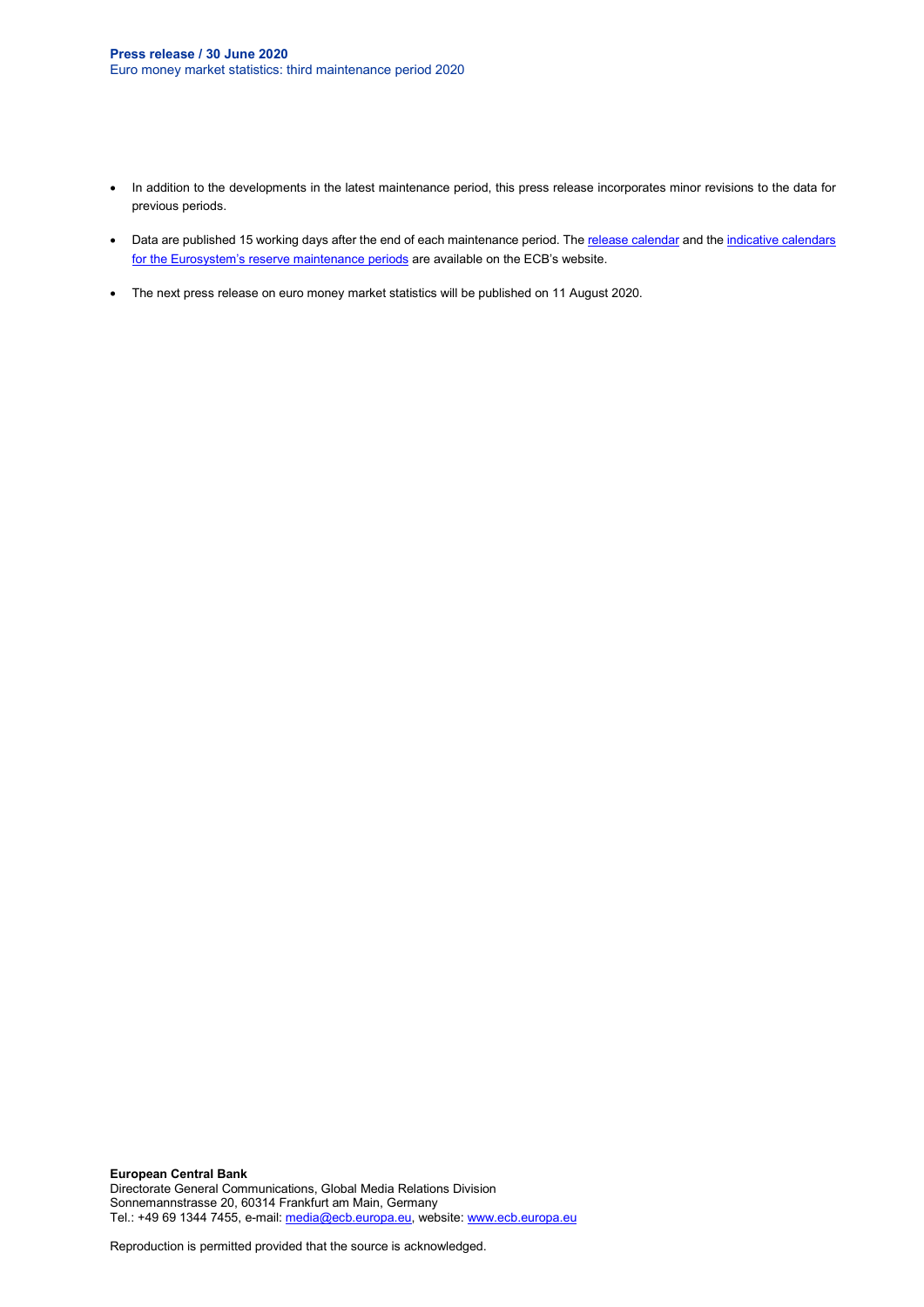- In addition to the developments in the latest maintenance period, this press release incorporates minor revisions to the data for previous periods.
- Data are published 15 working days after the end of each maintenance period. The release calendar and the indicative calendars for the Eurosystem's reserve maintenance periods are available on the ECB's website.
- The next press release on euro money market statistics will be published on 11 August 2020.

**European Central Bank**
Directorate General Communications, Global Media Relations Division
Sonnemannstrasse 20, 60314 Frankfurt am Main, Germany
Tel.: +49 69 1344 7455, e-mail: media@ecb.europa.eu, website: www.ecb.europa.eu

Reproduction is permitted provided that the source is acknowledged.